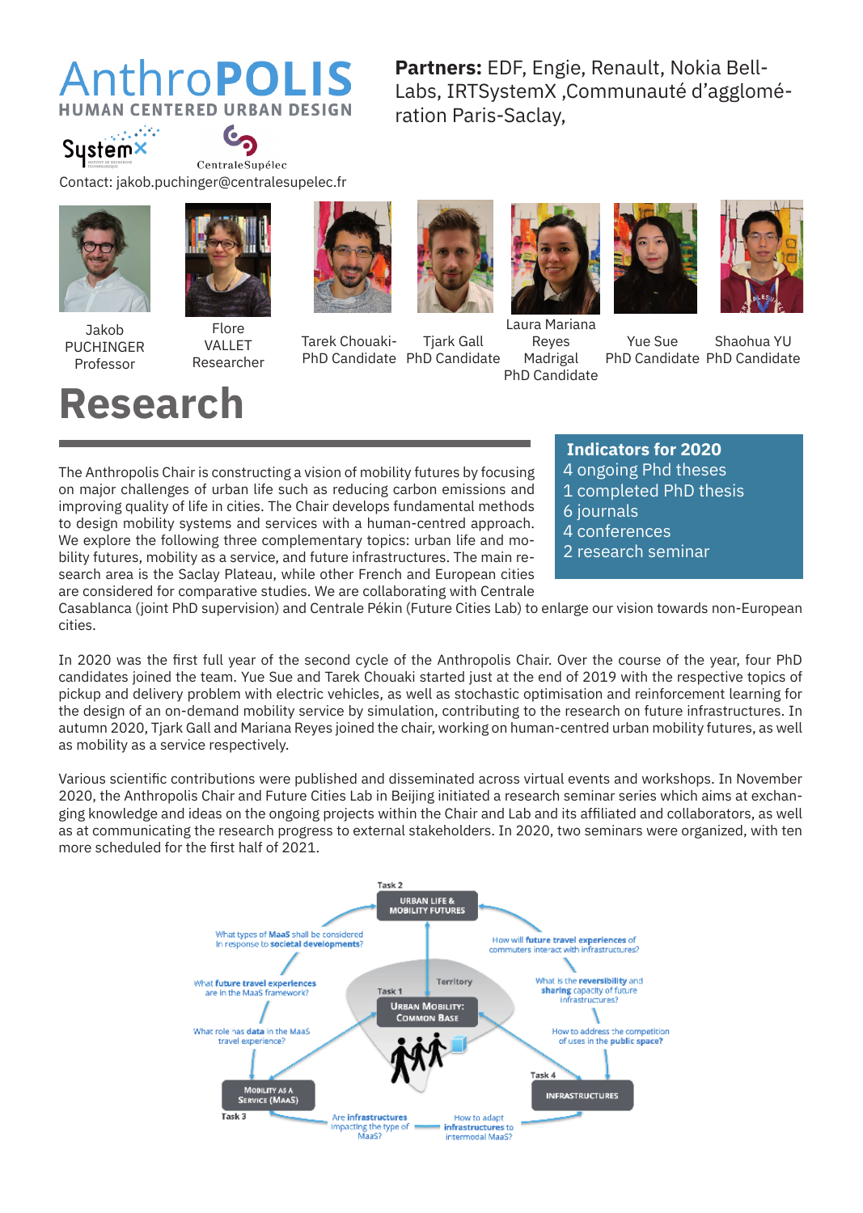# AnthroPOLIS

**HUMAN CENTERED URBAN DESIGN**

SystemX · CentraleSupélec

Contact: jakob.puchinger@centralesupelec.fr

**Partners:** EDF, Engie, Renault, Nokia Bell-Labs, IRTSystemX ,Communauté d'agglomération Paris-Saclay,

Jakob PUCHINGER Professor

Flore VALLET Researcher

Tarek Chouaki- PhD Candidate

Tjark Gall PhD Candidate

Laura Mariana Reyes Madrigal PhD Candidate

Yue Sue PhD Candidate

Shaohua YU PhD Candidate

# Research

**Indicators for 2020**

- 4 ongoing Phd theses
- 1 completed PhD thesis
- 6 journals
- 4 conferences
- 2 research seminar

The Anthropolis Chair is constructing a vision of mobility futures by focusing on major challenges of urban life such as reducing carbon emissions and improving quality of life in cities. The Chair develops fundamental methods to design mobility systems and services with a human-centred approach. We explore the following three complementary topics: urban life and mobility futures, mobility as a service, and future infrastructures. The main research area is the Saclay Plateau, while other French and European cities are considered for comparative studies. We are collaborating with Centrale Casablanca (joint PhD supervision) and Centrale Pékin (Future Cities Lab) to enlarge our vision towards non-European cities.

In 2020 was the first full year of the second cycle of the Anthropolis Chair. Over the course of the year, four PhD candidates joined the team. Yue Sue and Tarek Chouaki started just at the end of 2019 with the respective topics of pickup and delivery problem with electric vehicles, as well as stochastic optimisation and reinforcement learning for the design of an on-demand mobility service by simulation, contributing to the research on future infrastructures. In autumn 2020, Tjark Gall and Mariana Reyes joined the chair, working on human-centred urban mobility futures, as well as mobility as a service respectively.

Various scientific contributions were published and disseminated across virtual events and workshops. In November 2020, the Anthropolis Chair and Future Cities Lab in Beijing initiated a research seminar series which aims at exchanging knowledge and ideas on the ongoing projects within the Chair and Lab and its affiliated and collaborators, as well as at communicating the research progress to external stakeholders. In 2020, two seminars were organized, with ten more scheduled for the first half of 2021.

Task 2: URBAN LIFE & MOBILITY FUTURES
Task 1: URBAN MOBILITY: COMMON BASE (Territory)
Task 3: MOBILITY AS A SERVICE (MAAS)
Task 4: INFRASTRUCTURES

- What types of **MaaS** shall be considered in response to **societal developments**?
- What **future travel experiences** are in the MaaS framework?
- What role has **data** in the MaaS travel experience?
- How will **future travel experiences** of commuters interact with infrastructures?
- What is the **reversibility** and **sharing** capacity of future infrastructures?
- How to address the competition of uses in the **public space**?
- Are **infrastructures** impacting the type of MaaS?
- How to adapt **infrastructures** to intermodal MaaS?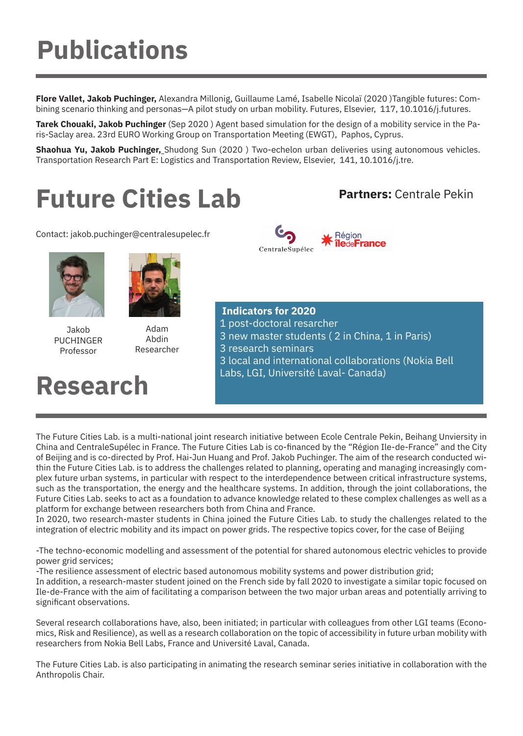# Publications

**Flore Vallet, Jakob Puchinger,** Alexandra Millonig, Guillaume Lamé, Isabelle Nicolaï (2020 )Tangible futures: Combining scenario thinking and personas—A pilot study on urban mobility. Futures, Elsevier, 117, 10.1016/j.futures.

**Tarek Chouaki, Jakob Puchinger** (Sep 2020 ) Agent based simulation for the design of a mobility service in the Paris-Saclay area. 23rd EURO Working Group on Transportation Meeting (EWGT), Paphos, Cyprus.

**Shaohua Yu, Jakob Puchinger,** Shudong Sun (2020 ) Two-echelon urban deliveries using autonomous vehicles. Transportation Research Part E: Logistics and Transportation Review, Elsevier, 141, 10.1016/j.tre.

# Future Cities Lab

**Partners:** Centrale Pekin

Contact: jakob.puchinger@centralesupelec.fr

CentraleSupélec

Région îledeFrance

Jakob PUCHINGER
Professor

Adam Abdin
Researcher

**Indicators for 2020**
1 post-doctoral resarcher
3 new master students ( 2 in China, 1 in Paris)
3 research seminars
3 local and international collaborations (Nokia Bell Labs, LGI, Université Laval- Canada)

# Research

The Future Cities Lab. is a multi-national joint research initiative between Ecole Centrale Pekin, Beihang Unviersity in China and CentraleSupélec in France. The Future Cities Lab is co-financed by the “Région Ile-de-France” and the City of Beijing and is co-directed by Prof. Hai-Jun Huang and Prof. Jakob Puchinger. The aim of the research conducted within the Future Cities Lab. is to address the challenges related to planning, operating and managing increasingly complex future urban systems, in particular with respect to the interdependence between critical infrastructure systems, such as the transportation, the energy and the healthcare systems. In addition, through the joint collaborations, the Future Cities Lab. seeks to act as a foundation to advance knowledge related to these complex challenges as well as a platform for exchange between researchers both from China and France.
In 2020, two research-master students in China joined the Future Cities Lab. to study the challenges related to the integration of electric mobility and its impact on power grids. The respective topics cover, for the case of Beijing

-The techno-economic modelling and assessment of the potential for shared autonomous electric vehicles to provide power grid services;
-The resilience assessment of electric based autonomous mobility systems and power distribution grid;
In addition, a research-master student joined on the French side by fall 2020 to investigate a similar topic focused on Ile-de-France with the aim of facilitating a comparison between the two major urban areas and potentially arriving to significant observations.

Several research collaborations have, also, been initiated; in particular with colleagues from other LGI teams (Economics, Risk and Resilience), as well as a research collaboration on the topic of accessibility in future urban mobility with researchers from Nokia Bell Labs, France and Université Laval, Canada.

The Future Cities Lab. is also participating in animating the research seminar series initiative in collaboration with the Anthropolis Chair.